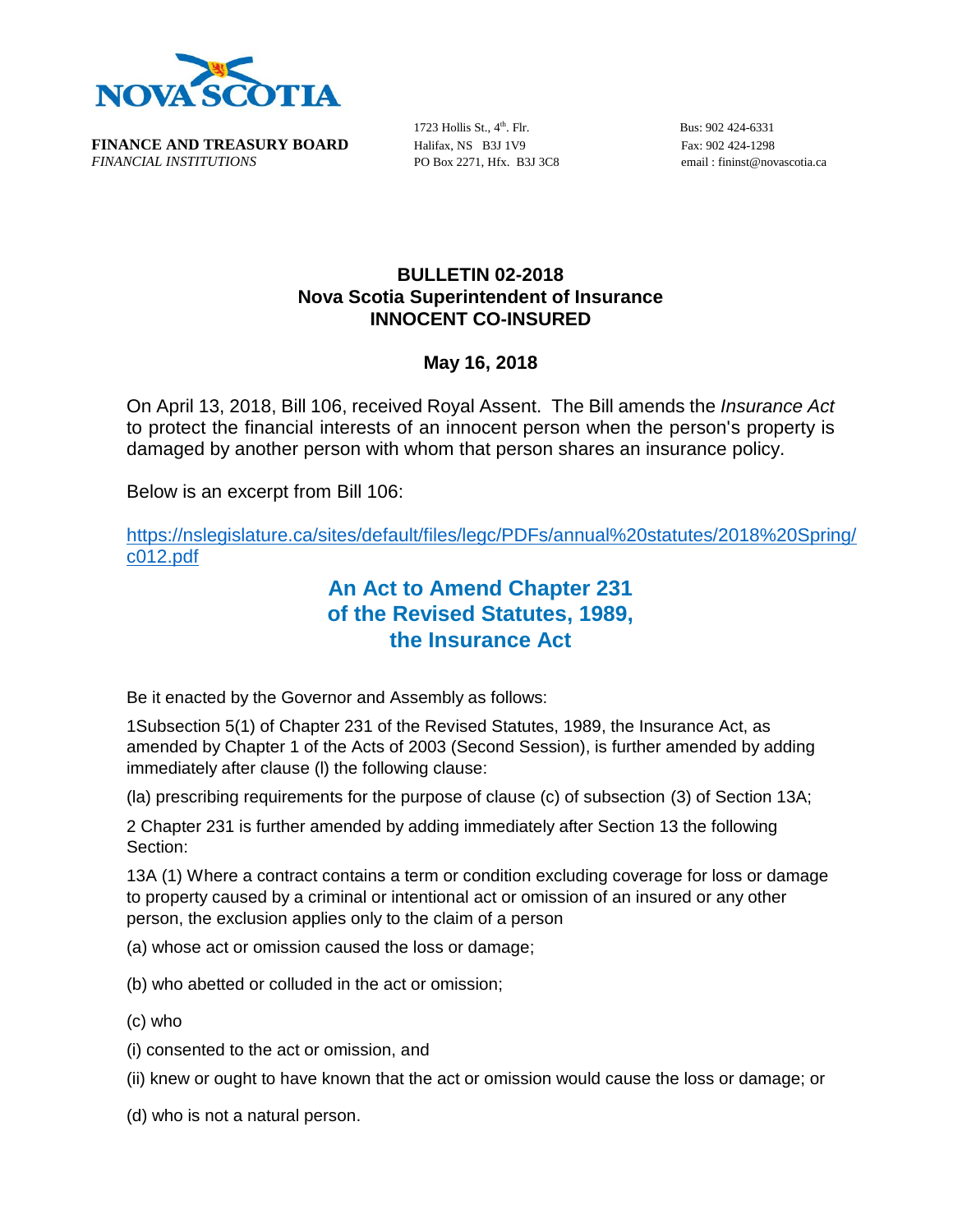NOVA SCOTIA

**FINANCE AND TREASURY BOARD**
*FINANCIAL INSTITUTIONS*

1723 Hollis St., 4th. Flr.
Halifax, NS B3J 1V9
PO Box 2271, Hfx. B3J 3C8

Bus: 902 424-6331
Fax: 902 424-1298
email : fininst@novascotia.ca

## BULLETIN 02-2018
## Nova Scotia Superintendent of Insurance
## INNOCENT CO-INSURED

**May 16, 2018**

On April 13, 2018, Bill 106, received Royal Assent. The Bill amends the *Insurance Act* to protect the financial interests of an innocent person when the person's property is damaged by another person with whom that person shares an insurance policy.

Below is an excerpt from Bill 106:

https://nslegislature.ca/sites/default/files/legc/PDFs/annual%20statutes/2018%20Spring/c012.pdf

### An Act to Amend Chapter 231 of the Revised Statutes, 1989, the Insurance Act

Be it enacted by the Governor and Assembly as follows:

1Subsection 5(1) of Chapter 231 of the Revised Statutes, 1989, the Insurance Act, as amended by Chapter 1 of the Acts of 2003 (Second Session), is further amended by adding immediately after clause (l) the following clause:

(la) prescribing requirements for the purpose of clause (c) of subsection (3) of Section 13A;

2 Chapter 231 is further amended by adding immediately after Section 13 the following Section:

13A (1) Where a contract contains a term or condition excluding coverage for loss or damage to property caused by a criminal or intentional act or omission of an insured or any other person, the exclusion applies only to the claim of a person

(a) whose act or omission caused the loss or damage;

(b) who abetted or colluded in the act or omission;

(c) who

(i) consented to the act or omission, and

(ii) knew or ought to have known that the act or omission would cause the loss or damage; or

(d) who is not a natural person.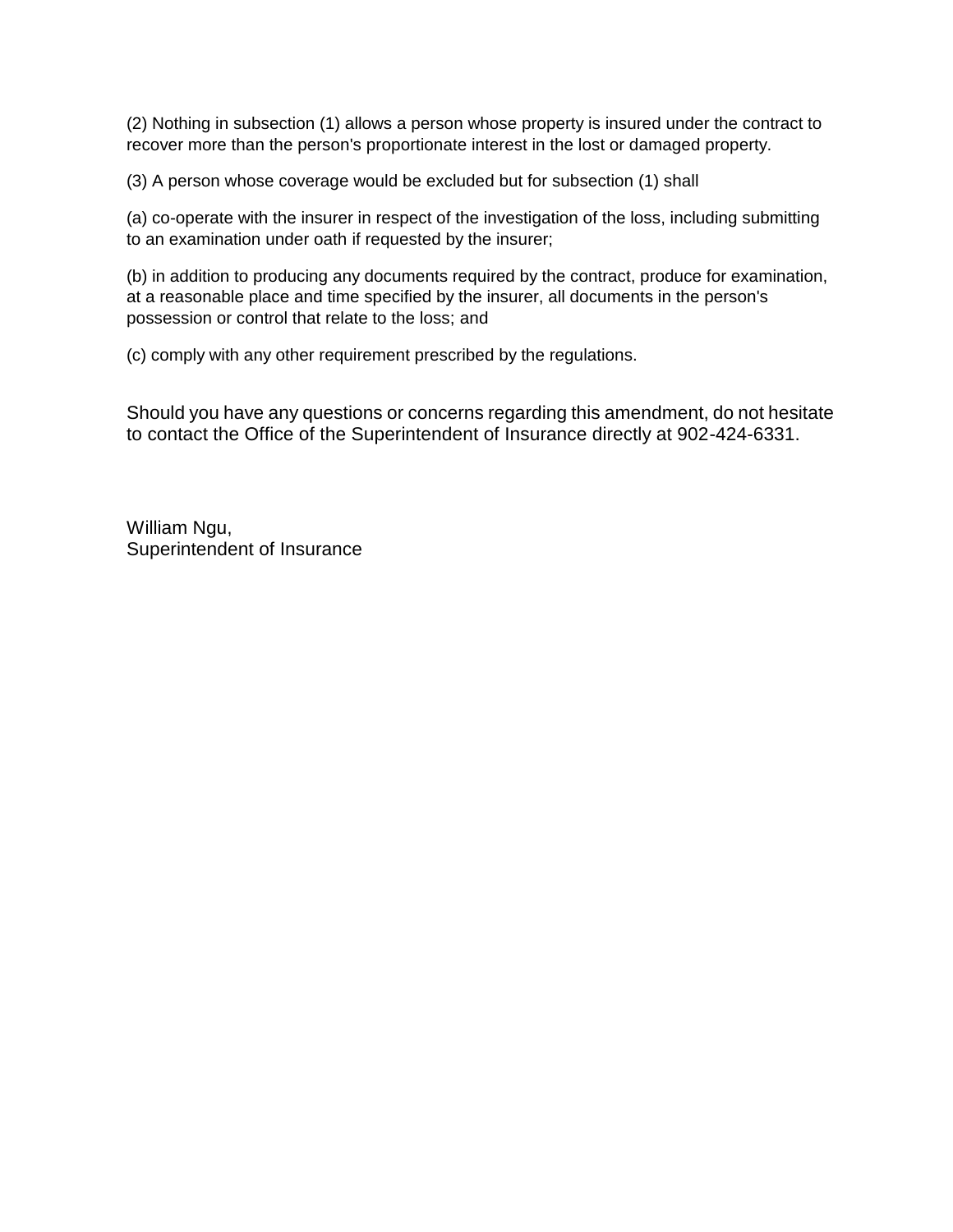(2) Nothing in subsection (1) allows a person whose property is insured under the contract to recover more than the person's proportionate interest in the lost or damaged property.

(3) A person whose coverage would be excluded but for subsection (1) shall

(a) co-operate with the insurer in respect of the investigation of the loss, including submitting to an examination under oath if requested by the insurer;

(b) in addition to producing any documents required by the contract, produce for examination, at a reasonable place and time specified by the insurer, all documents in the person's possession or control that relate to the loss; and

(c) comply with any other requirement prescribed by the regulations.

Should you have any questions or concerns regarding this amendment, do not hesitate to contact the Office of the Superintendent of Insurance directly at 902-424-6331.

William Ngu,
Superintendent of Insurance